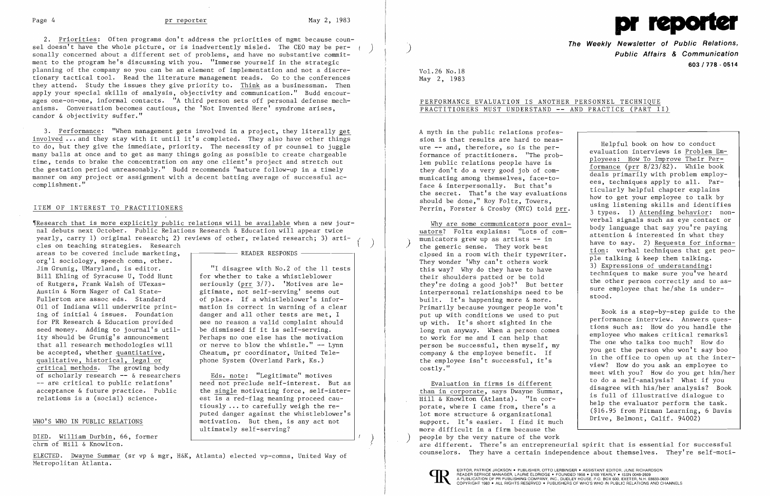2. Priorities: Often programs don't address the priorities of mgmt because counsel doesn't have the whole picture, or is inadvertently misled. The CEO may be personally concerned about a different set of problems, and have no substantive commitment to the program he's discussing with you. "Immerse yourself in the strategic planning of the company so you can be an element of implementation and not a discretionary tactical tool. Read the literature management reads. Go to the conferences they attend. Study the issues they give priority to. Think as a businessman. Then apply your special skills of analysis, objectivity and communication." Budd encourages one-on-one, informal contacts. "A third person sets off personal defense mechanisms. Conversation becomes cautious, the 'Not Invented Here' syndrome arises, candor & objectivity suffer."

3. Performance: "When management gets involved in a project, they literally get involved ... and they stay with it until it's completed. They also have other things to do, but they give the immediate, priority. The necessity of pr counsel to juggle many balls at once and to get as many things going as possible to create chargeable time, tends to brake the concentration on any one client's project and stretch out the gestation period unreasonably." Budd recommends "mature follow-up in a timely manner on any project or assignment with a decent batting average of successful accomplishment."

## ITEM OF INTEREST TO PRACTITIONERS

¶Research that is more explicitly public relations will be available when a new journal debuts next October. Public Relations Research & Education will appear twice yearly, carry 1) original research; 2) reviews of other, related research; 3) articles on teaching strategies. Research areas to be covered include marketing, org'l sociology, speech comn, other. Jim Grunig, UMaryland, is editor. Bill Ehling of Syracuse U, Todd Hunt of Rutgers, Frank Walsh of UTexas-Austin & Norm Nager of Cal State-Fullerton are assoc eds. Standard Oil of Indiana will underwrite printing of initial 4 issues. Foundation for PR Research & Education provided seed money. Adding to journal's utility should be Grunig's announcement that all research methodologies will be accepted, whether quantitative, qualitative, historical, legal or critical methods. The growing body of scholarly research -- & researchers -- are critical to public relations' acceptance & future practice. Public relations is a (social) science.

### READER RESPONDS

"I disagree with No.2 of the 11 tests for whether to take a whistleblower seriously (prr 3/7). 'Motives are legitimate, not self-serving' seems out of place. If a whistleblower's information is correct in warning of a clear danger and all other tests are met, I see no reason a valid complaint should be dismissed if it is self-serving. Perhaps no one else has the motivation or nerve to blow the whistle." -- Lynn Cheatum, pr coordinator, United Telephone System (Overland Park, Ks.)

Eds. note: "Legitimate" motives need not preclude self-interest. But as the single motivating force, self-interest is a red-flag meaning proceed cautiously ... to carefully weigh the reputed danger against the whistleblower's motivation. But then, is any act not ultimately self-serving?

## WHO'S WHO IN PUBLIC RELATIONS

DIED. William Durbin, 66, former chrm of Hill & Knowlton.

ELECTED. Dwayne Summar (sr vp & mgr, H&K, Atlanta) elected vp-comns, United Way of Metropolitan Atlanta.

# pr reporter

**The Weekly Newsletter of Public Relations, Public Affairs & Communication**

**603 / 778 - 0514**

Vol.26 No.18
May 2, 1983

## PERFORMANCE EVALUATION IS ANOTHER PERSONNEL TECHNIQUE PRACTITIONERS MUST UNDERSTAND -- AND PRACTICE (PART II)

A myth in the public relations profession is that results are hard to measure -- and, therefore, so is the performance of practitioners. "The problem public relations people have is they don't do a very good job of communicating among themselves, face-to-face & interpersonally. But that's the secret. That's the way evaluations should be done," Roy Foltz, Towers, Perrin, Forster & Crosby (NYC) told prr.

Why are some communicators poor evaluators? Foltz explains: "Lots of communicators grew up as artists -- in the generic sense. They work best closed in a room with their typewriter. They wonder 'Why can't others work this way? Why do they have to have their shoulders patted or be told they're doing a good job?' But better interpersonal relationships need to be built. It's happening more & more. Primarily because younger people won't put up with conditions we used to put up with. It's short sighted in the long run anyway. When a person comes to work for me and I can help that person be successful, then myself, my company & the employee benefit. If the employee isn't successful, it's costly."

Evaluation in firms is different than in corporate, says Dwayne Summar, Hill & Knowlton (Atlanta). "In corporate, where I came from, there's a lot more structure & organizational support. It's easier. I find it much more difficult in a firm because the people by the very nature of the work are different. There's an entrepreneurial spirit that is essential for successful counselors. They have a certain independence about themselves. They're self-moti-

Helpful book on how to conduct evaluation interviews is Problem Employees: How To Improve Their Performance (prr 8/23/82). While book deals primarily with problem employees, techniques apply to all. Particularly helpful chapter explains how to get your employee to talk by using listening skills and identifies 3 types. 1) Attending behavior: nonverbal signals such as eye contact or body language that say you're paying attention & interested in what they have to say. 2) Requests for information: verbal techniques that get people talking & keep them talking. 3) Expressions of understanding: techniques to make sure you've heard the other person correctly and to assure employee that he/she is understood.

Book is a step-by-step guide to the performance interview. Answers questions such as: How do you handle the employee who makes critical remarks? The one who talks too much? How do you get the person who won't say boo in the office to open up at the interview? How do you ask an employee to meet with you? How do you get him/her to do a self-analysis? What if you disagree with his/her analysis? Book is full of illustrative dialogue to help the evaluator perform the task. ($16.95 from Pitman Learning, 6 Davis Drive, Belmont, Calif. 94002)

EDITOR, PATRICK JACKSON • PUBLISHER, OTTO LERBINGER • ASSISTANT EDITOR, JUNE RICHARDSON
READER SERVICE MANAGER, LAURIE ELDRIDGE • FOUNDED 1958 • $100 YEARLY • ISSN 0048-2609
A PUBLICATION OF PR PUBLISHING COMPANY, INC., DUDLEY HOUSE, P.O. BOX 600, EXETER, N.H. 03833-0600
COPYRIGHT 1983 • ALL RIGHTS RESERVED • PUBLISHERS OF WHO'S WHO IN PUBLIC RELATIONS AND CHANNELS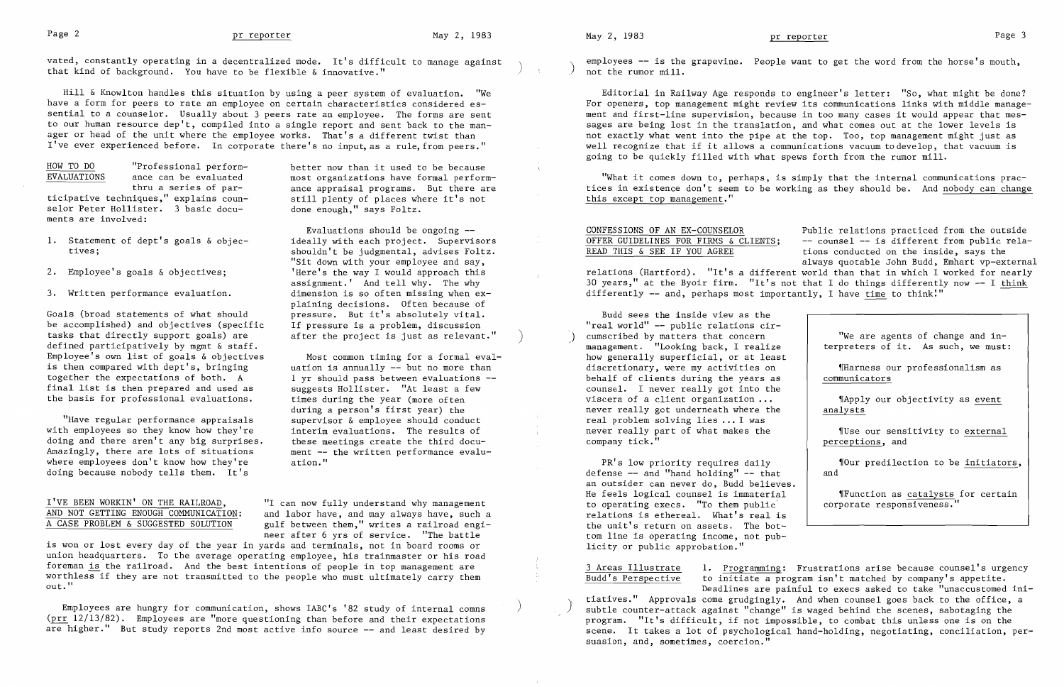vated, constantly operating in a decentralized mode. It's difficult to manage against that kind of background. You have to be flexible & innovative."

Hill & Knowlton handles this situation by using a peer system of evaluation. "We have a form for peers to rate an employee on certain characteristics considered essential to a counselor. Usually about 3 peers rate an employee. The forms are sent to our human resource dep't, compiled into a single report and sent back to the manager or head of the unit where the employee works. That's a different twist than I've ever experienced before. In corporate there's no input, as a rule, from peers."

**HOW TO DO EVALUATIONS** "Professional performance can be evaluated thru a series of participative techniques," explains counselor Peter Hollister. 3 basic documents are involved:

1. Statement of dept's goals & objectives;
2. Employee's goals & objectives;
3. Written performance evaluation.

Goals (broad statements of what should be accomplished) and objectives (specific tasks that directly support goals) are defined participatively by mgmt & staff. Employee's own list of goals & objectives is then compared with dept's, bringing together the expectations of both. A final list is then prepared and used as the basis for professional evaluations.

"Have regular performance appraisals with employees so they know how they're doing and there aren't any big surprises. Amazingly, there are lots of situations where employees don't know how they're doing because nobody tells them. It's better now than it used to be because most organizations have formal performance appraisal programs. But there are still plenty of places where it's not done enough," says Foltz.

Evaluations should be ongoing -- ideally with each project. Supervisors shouldn't be judgmental, advises Foltz. "Sit down with your employee and say, 'Here's the way I would approach this assignment.' And tell why. The why dimension is so often missing when explaining decisions. Often because of pressure. But it's absolutely vital. If pressure is a problem, discussion after the project is just as relevant."

Most common timing for a formal evaluation is annually -- but no more than 1 yr should pass between evaluations -- suggests Hollister. "At least a few times during the year (more often during a person's first year) the supervisor & employee should conduct interim evaluations. The results of these meetings create the third document -- the written performance evaluation."

**I'VE BEEN WORKIN' ON THE RAILROAD, AND NOT GETTING ENOUGH COMMUNICATION: A CASE PROBLEM & SUGGESTED SOLUTION** "I can now fully understand why management and labor have, and may always have, such a gulf between them," writes a railroad engineer after 6 yrs of service. "The battle is won or lost every day of the year in yards and terminals, not in board rooms or union headquarters. To the average operating employee, his trainmaster or his road foreman is the railroad. And the best intentions of people in top management are worthless if they are not transmitted to the people who must ultimately carry them out."

Employees are hungry for communication, shows IABC's '82 study of internal comns (prr 12/13/82). Employees are "more questioning than before and their expectations are higher." But study reports 2nd most active info source -- and least desired by employees -- is the grapevine. People want to get the word from the horse's mouth, not the rumor mill.

Editorial in Railway Age responds to engineer's letter: "So, what might be done? For openers, top management might review its communications links with middle management and first-line supervision, because in too many cases it would appear that messages are being lost in the translation, and what comes out at the lower levels is not exactly what went into the pipe at the top. Too, top management might just as well recognize that if it allows a communications vacuum to develop, that vacuum is going to be quickly filled with what spews forth from the rumor mill.

"What it comes down to, perhaps, is simply that the internal communications practices in existence don't seem to be working as they should be. And nobody can change this except top management."

**CONFESSIONS OF AN EX-COUNSELOR OFFER GUIDELINES FOR FIRMS & CLIENTS; READ THIS & SEE IF YOU AGREE** Public relations practiced from the outside -- counsel -- is different from public relations conducted on the inside, says the always quotable John Budd, Emhart vp-external relations (Hartford). "It's a different world than that in which I worked for nearly 30 years," at the Byoir firm. "It's not that I do things differently now -- I think differently -- and, perhaps most importantly, I have time to think!"

Budd sees the inside view as the "real world" -- public relations circumscribed by matters that concern management. "Looking back, I realize how generally superficial, or at least discretionary, were my activities on behalf of clients during the years as counsel. I never really got into the viscera of a client organization ... never really got underneath where the real problem solving lies ... I was never really part of what makes the company tick."

PR's low priority requires daily defense -- and "hand holding" -- that an outsider can never do, Budd believes. He feels logical counsel is immaterial to operating execs. "To them public relations is ethereal. What's real is the unit's return on assets. The bottom line is operating income, not publicity or public approbation."

> "We are agents of change and interpreters of it. As such, we must:
>
> ¶Harness our professionalism as communicators
>
> ¶Apply our objectivity as event analysts
>
> ¶Use our sensitivity to external perceptions, and
>
> ¶Our predilection to be initiators, and
>
> ¶Function as catalysts for certain corporate responsiveness."

**3 Areas Illustrate Budd's Perspective** 1. Programming: Frustrations arise because counsel's urgency to initiate a program isn't matched by company's appetite. Deadlines are painful to execs asked to take "unaccustomed initiatives." Approvals come grudgingly. And when counsel goes back to the office, a subtle counter-attack against "change" is waged behind the scenes, sabotaging the program. "It's difficult, if not impossible, to combat this unless one is on the scene. It takes a lot of psychological hand-holding, negotiating, conciliation, persuasion, and, sometimes, coercion."